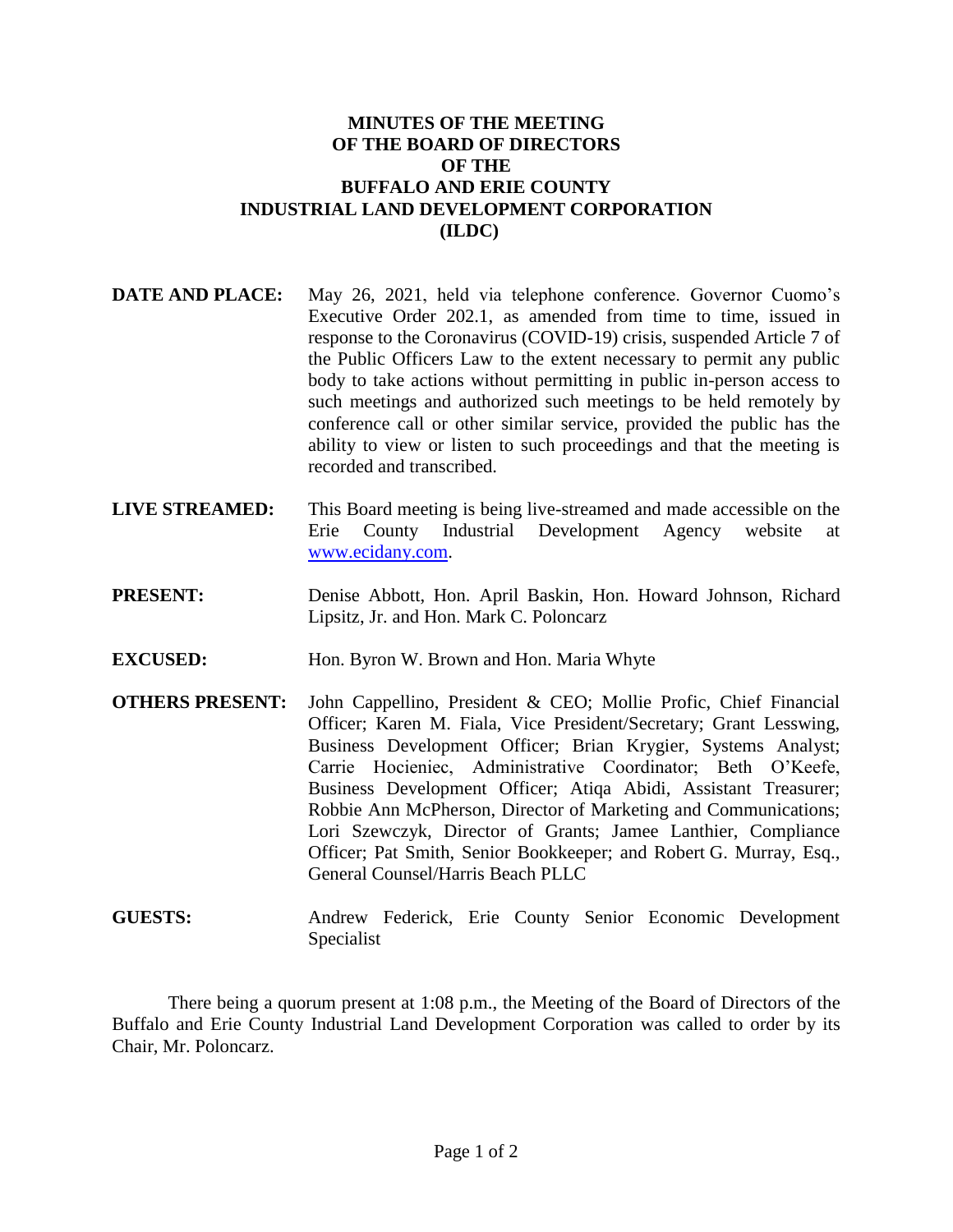# MINUTES OF THE MEETING
# OF THE BOARD OF DIRECTORS
# OF THE
# BUFFALO AND ERIE COUNTY
# INDUSTRIAL LAND DEVELOPMENT CORPORATION
# (ILDC)

**DATE AND PLACE:** May 26, 2021, held via telephone conference. Governor Cuomo's Executive Order 202.1, as amended from time to time, issued in response to the Coronavirus (COVID-19) crisis, suspended Article 7 of the Public Officers Law to the extent necessary to permit any public body to take actions without permitting in public in-person access to such meetings and authorized such meetings to be held remotely by conference call or other similar service, provided the public has the ability to view or listen to such proceedings and that the meeting is recorded and transcribed.

**LIVE STREAMED:** This Board meeting is being live-streamed and made accessible on the Erie County Industrial Development Agency website at www.ecidany.com.

**PRESENT:** Denise Abbott, Hon. April Baskin, Hon. Howard Johnson, Richard Lipsitz, Jr. and Hon. Mark C. Poloncarz

**EXCUSED:** Hon. Byron W. Brown and Hon. Maria Whyte

**OTHERS PRESENT:** John Cappellino, President & CEO; Mollie Profic, Chief Financial Officer; Karen M. Fiala, Vice President/Secretary; Grant Lesswing, Business Development Officer; Brian Krygier, Systems Analyst; Carrie Hocieniec, Administrative Coordinator; Beth O'Keefe, Business Development Officer; Atiqa Abidi, Assistant Treasurer; Robbie Ann McPherson, Director of Marketing and Communications; Lori Szewczyk, Director of Grants; Jamee Lanthier, Compliance Officer; Pat Smith, Senior Bookkeeper; and Robert G. Murray, Esq., General Counsel/Harris Beach PLLC

**GUESTS:** Andrew Federick, Erie County Senior Economic Development Specialist

There being a quorum present at 1:08 p.m., the Meeting of the Board of Directors of the Buffalo and Erie County Industrial Land Development Corporation was called to order by its Chair, Mr. Poloncarz.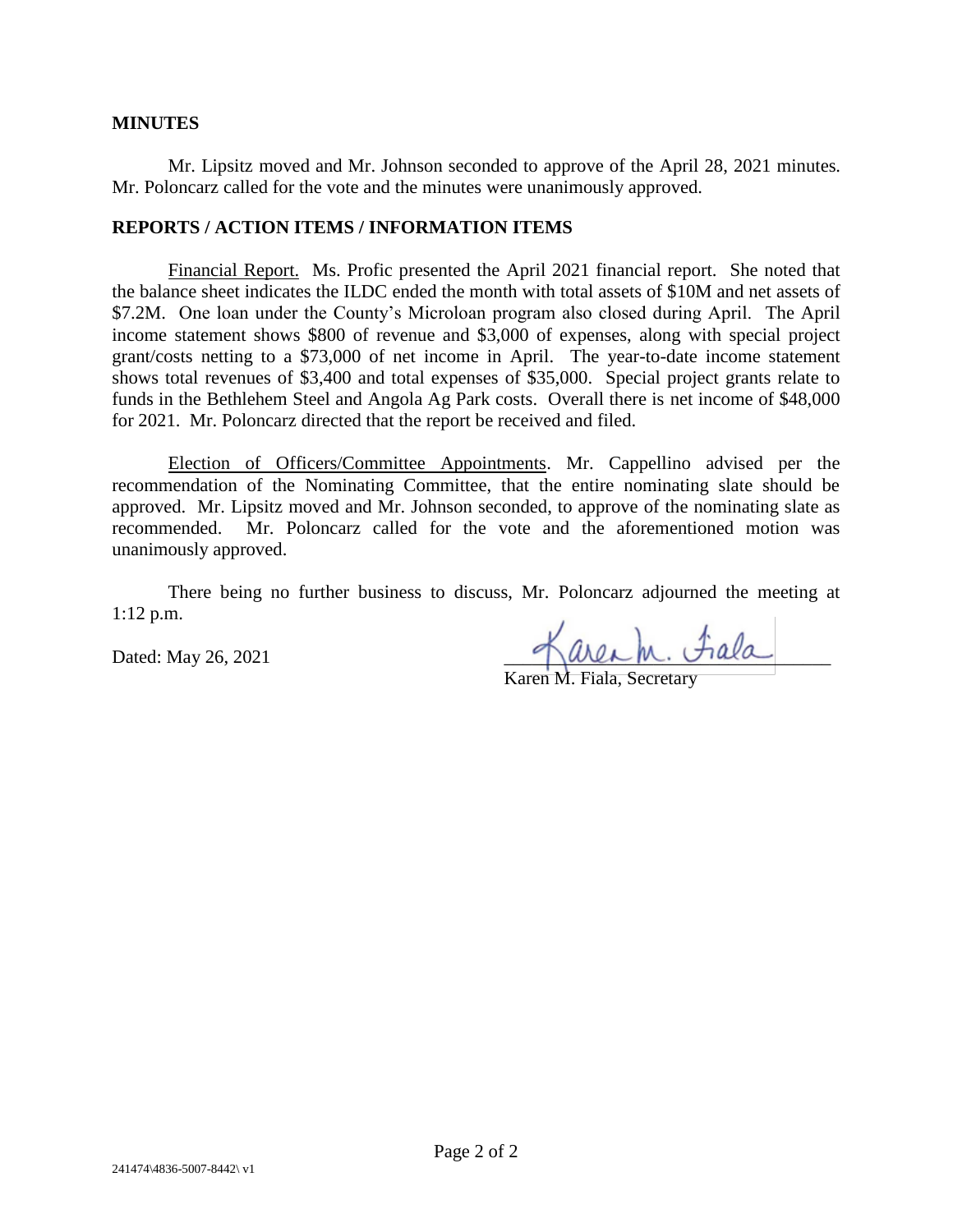## MINUTES

Mr. Lipsitz moved and Mr. Johnson seconded to approve of the April 28, 2021 minutes. Mr. Poloncarz called for the vote and the minutes were unanimously approved.

## REPORTS / ACTION ITEMS / INFORMATION ITEMS

Financial Report. Ms. Profic presented the April 2021 financial report. She noted that the balance sheet indicates the ILDC ended the month with total assets of $10M and net assets of $7.2M. One loan under the County's Microloan program also closed during April. The April income statement shows $800 of revenue and $3,000 of expenses, along with special project grant/costs netting to a $73,000 of net income in April. The year-to-date income statement shows total revenues of $3,400 and total expenses of $35,000. Special project grants relate to funds in the Bethlehem Steel and Angola Ag Park costs. Overall there is net income of $48,000 for 2021. Mr. Poloncarz directed that the report be received and filed.

Election of Officers/Committee Appointments. Mr. Cappellino advised per the recommendation of the Nominating Committee, that the entire nominating slate should be approved. Mr. Lipsitz moved and Mr. Johnson seconded, to approve of the nominating slate as recommended. Mr. Poloncarz called for the vote and the aforementioned motion was unanimously approved.

There being no further business to discuss, Mr. Poloncarz adjourned the meeting at 1:12 p.m.

Dated: May 26, 2021

Karen M. Fiala

Karen M. Fiala, Secretary

241474\4836-5007-8442\ v1